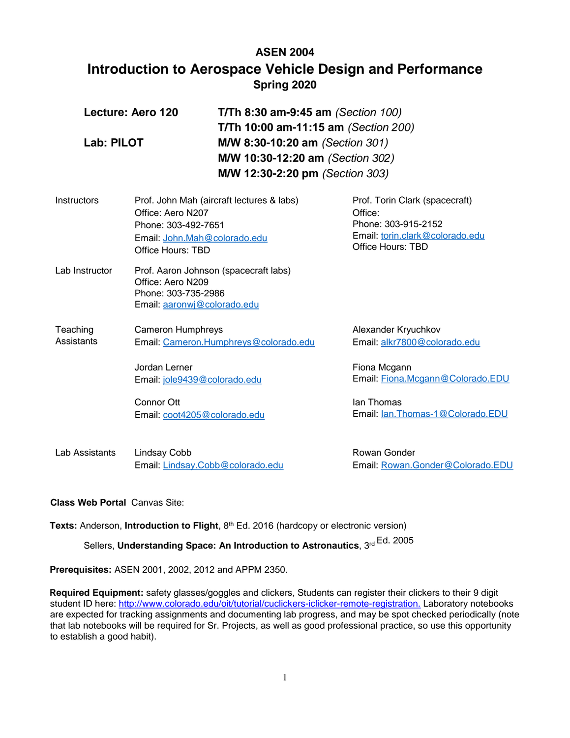# ASEN 2004
# Introduction to Aerospace Vehicle Design and Performance
## Spring 2020

| | |
|---|---|
| **Lecture: Aero 120** | **T/Th 8:30 am-9:45 am** *(Section 100)* |
| | **T/Th 10:00 am-11:15 am** *(Section 200)* |
| **Lab: PILOT** | **M/W 8:30-10:20 am** *(Section 301)* |
| | **M/W 10:30-12:20 am** *(Section 302)* |
| | **M/W 12:30-2:20 pm** *(Section 303)* |

**Instructors**

Prof. John Mah (aircraft lectures & labs)
Office: Aero N207
Phone: 303-492-7651
Email: John.Mah@colorado.edu
Office Hours: TBD

Prof. Torin Clark (spacecraft)
Office:
Phone: 303-915-2152
Email: torin.clark@colorado.edu
Office Hours: TBD

**Lab Instructor**

Prof. Aaron Johnson (spacecraft labs)
Office: Aero N209
Phone: 303-735-2986
Email: aaronwj@colorado.edu

**Teaching Assistants**

Cameron Humphreys
Email: Cameron.Humphreys@colorado.edu

Alexander Kryuchkov
Email: alkr7800@colorado.edu

Jordan Lerner
Email: jole9439@colorado.edu

Fiona Mcgann
Email: Fiona.Mcgann@Colorado.EDU

Connor Ott
Email: coot4205@colorado.edu

Ian Thomas
Email: Ian.Thomas-1@Colorado.EDU

**Lab Assistants**

Lindsay Cobb
Email: Lindsay.Cobb@colorado.edu

Rowan Gonder
Email: Rowan.Gonder@Colorado.EDU

**Class Web Portal** Canvas Site:

**Texts:** Anderson, **Introduction to Flight**, 8th Ed. 2016 (hardcopy or electronic version)

Sellers, **Understanding Space: An Introduction to Astronautics**, 3rd Ed. 2005

**Prerequisites:** ASEN 2001, 2002, 2012 and APPM 2350.

**Required Equipment:** safety glasses/goggles and clickers, Students can register their clickers to their 9 digit student ID here: http://www.colorado.edu/oit/tutorial/cuclickers-iclicker-remote-registration. Laboratory notebooks are expected for tracking assignments and documenting lab progress, and may be spot checked periodically (note that lab notebooks will be required for Sr. Projects, as well as good professional practice, so use this opportunity to establish a good habit).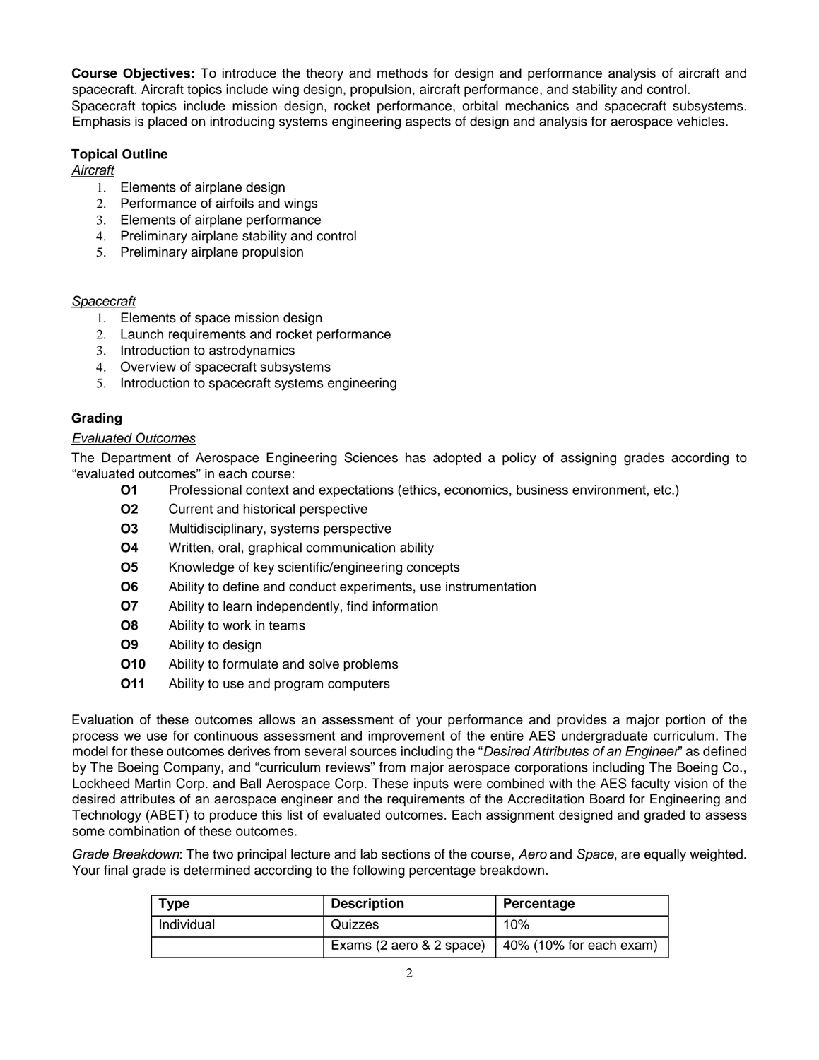**Course Objectives:** To introduce the theory and methods for design and performance analysis of aircraft and spacecraft. Aircraft topics include wing design, propulsion, aircraft performance, and stability and control. Spacecraft topics include mission design, rocket performance, orbital mechanics and spacecraft subsystems. Emphasis is placed on introducing systems engineering aspects of design and analysis for aerospace vehicles.

**Topical Outline**

*Aircraft*

1. Elements of airplane design
2. Performance of airfoils and wings
3. Elements of airplane performance
4. Preliminary airplane stability and control
5. Preliminary airplane propulsion

*Spacecraft*

1. Elements of space mission design
2. Launch requirements and rocket performance
3. Introduction to astrodynamics
4. Overview of spacecraft subsystems
5. Introduction to spacecraft systems engineering

**Grading**

*Evaluated Outcomes*

The Department of Aerospace Engineering Sciences has adopted a policy of assigning grades according to "evaluated outcomes" in each course:

- **O1** Professional context and expectations (ethics, economics, business environment, etc.)
- **O2** Current and historical perspective
- **O3** Multidisciplinary, systems perspective
- **O4** Written, oral, graphical communication ability
- **O5** Knowledge of key scientific/engineering concepts
- **O6** Ability to define and conduct experiments, use instrumentation
- **O7** Ability to learn independently, find information
- **O8** Ability to work in teams
- **O9** Ability to design
- **O10** Ability to formulate and solve problems
- **O11** Ability to use and program computers

Evaluation of these outcomes allows an assessment of your performance and provides a major portion of the process we use for continuous assessment and improvement of the entire AES undergraduate curriculum. The model for these outcomes derives from several sources including the "*Desired Attributes of an Engineer*" as defined by The Boeing Company, and "curriculum reviews" from major aerospace corporations including The Boeing Co., Lockheed Martin Corp. and Ball Aerospace Corp. These inputs were combined with the AES faculty vision of the desired attributes of an aerospace engineer and the requirements of the Accreditation Board for Engineering and Technology (ABET) to produce this list of evaluated outcomes. Each assignment designed and graded to assess some combination of these outcomes.

*Grade Breakdown*: The two principal lecture and lab sections of the course, *Aero* and *Space*, are equally weighted. Your final grade is determined according to the following percentage breakdown.

| Type | Description | Percentage |
|---|---|---|
| Individual | Quizzes | 10% |
| | Exams (2 aero & 2 space) | 40% (10% for each exam) |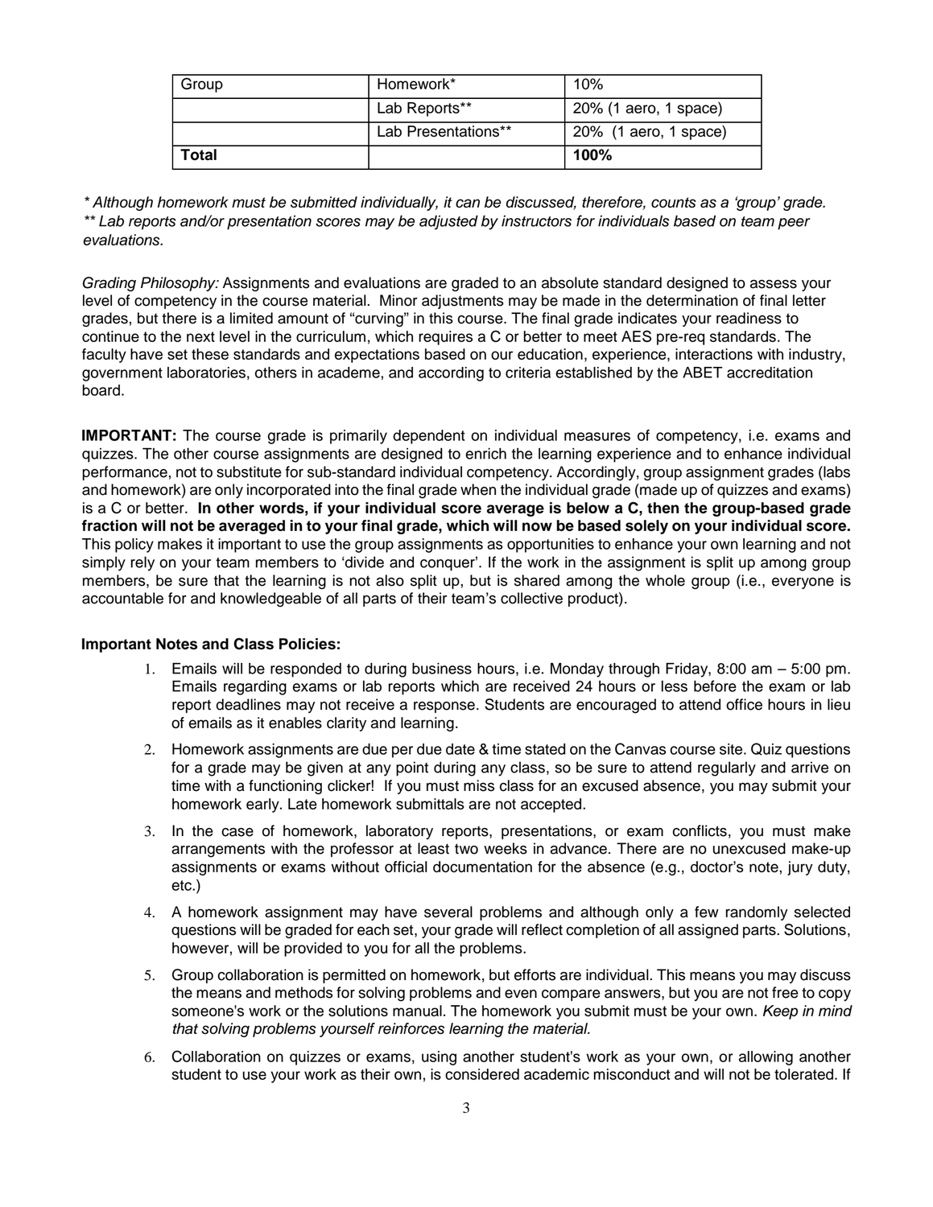| Group | Homework* | 10% |
|---|---|---|
| | Lab Reports** | 20% (1 aero, 1 space) |
| | Lab Presentations** | 20% (1 aero, 1 space) |
| **Total** | | **100%** |

*\* Although homework must be submitted individually, it can be discussed, therefore, counts as a 'group' grade.*
*\*\* Lab reports and/or presentation scores may be adjusted by instructors for individuals based on team peer evaluations.*

*Grading Philosophy:* Assignments and evaluations are graded to an absolute standard designed to assess your level of competency in the course material. Minor adjustments may be made in the determination of final letter grades, but there is a limited amount of "curving" in this course. The final grade indicates your readiness to continue to the next level in the curriculum, which requires a C or better to meet AES pre-req standards. The faculty have set these standards and expectations based on our education, experience, interactions with industry, government laboratories, others in academe, and according to criteria established by the ABET accreditation board.

**IMPORTANT:** The course grade is primarily dependent on individual measures of competency, i.e. exams and quizzes. The other course assignments are designed to enrich the learning experience and to enhance individual performance, not to substitute for sub-standard individual competency. Accordingly, group assignment grades (labs and homework) are only incorporated into the final grade when the individual grade (made up of quizzes and exams) is a C or better. **In other words, if your individual score average is below a C, then the group-based grade fraction will not be averaged in to your final grade, which will now be based solely on your individual score.** This policy makes it important to use the group assignments as opportunities to enhance your own learning and not simply rely on your team members to 'divide and conquer'. If the work in the assignment is split up among group members, be sure that the learning is not also split up, but is shared among the whole group (i.e., everyone is accountable for and knowledgeable of all parts of their team's collective product).

**Important Notes and Class Policies:**

1. Emails will be responded to during business hours, i.e. Monday through Friday, 8:00 am – 5:00 pm. Emails regarding exams or lab reports which are received 24 hours or less before the exam or lab report deadlines may not receive a response. Students are encouraged to attend office hours in lieu of emails as it enables clarity and learning.
2. Homework assignments are due per due date & time stated on the Canvas course site. Quiz questions for a grade may be given at any point during any class, so be sure to attend regularly and arrive on time with a functioning clicker! If you must miss class for an excused absence, you may submit your homework early. Late homework submittals are not accepted.
3. In the case of homework, laboratory reports, presentations, or exam conflicts, you must make arrangements with the professor at least two weeks in advance. There are no unexcused make-up assignments or exams without official documentation for the absence (e.g., doctor's note, jury duty, etc.)
4. A homework assignment may have several problems and although only a few randomly selected questions will be graded for each set, your grade will reflect completion of all assigned parts. Solutions, however, will be provided to you for all the problems.
5. Group collaboration is permitted on homework, but efforts are individual. This means you may discuss the means and methods for solving problems and even compare answers, but you are not free to copy someone's work or the solutions manual. The homework you submit must be your own. *Keep in mind that solving problems yourself reinforces learning the material.*
6. Collaboration on quizzes or exams, using another student's work as your own, or allowing another student to use your work as their own, is considered academic misconduct and will not be tolerated. If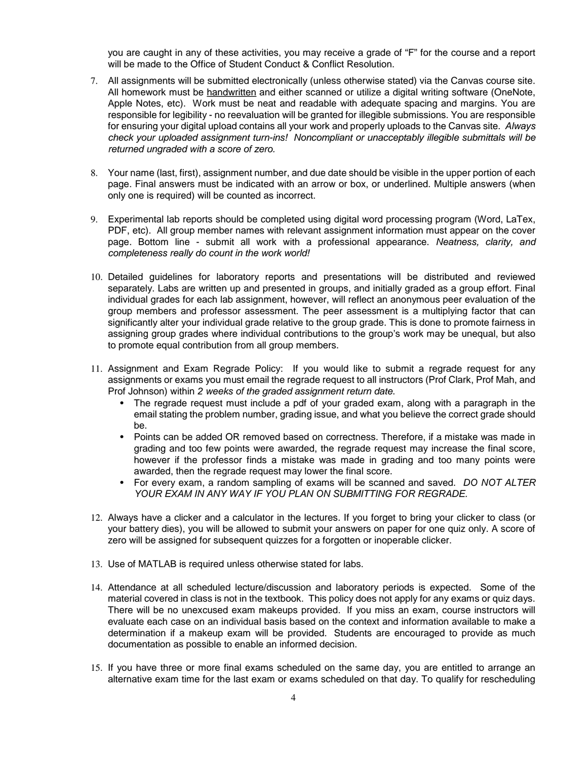you are caught in any of these activities, you may receive a grade of "F" for the course and a report will be made to the Office of Student Conduct & Conflict Resolution.

7. All assignments will be submitted electronically (unless otherwise stated) via the Canvas course site. All homework must be handwritten and either scanned or utilize a digital writing software (OneNote, Apple Notes, etc). Work must be neat and readable with adequate spacing and margins. You are responsible for legibility - no reevaluation will be granted for illegible submissions. You are responsible for ensuring your digital upload contains all your work and properly uploads to the Canvas site. *Always check your uploaded assignment turn-ins! Noncompliant or unacceptably illegible submittals will be returned ungraded with a score of zero.*

8. Your name (last, first), assignment number, and due date should be visible in the upper portion of each page. Final answers must be indicated with an arrow or box, or underlined. Multiple answers (when only one is required) will be counted as incorrect.

9. Experimental lab reports should be completed using digital word processing program (Word, LaTex, PDF, etc). All group member names with relevant assignment information must appear on the cover page. Bottom line - submit all work with a professional appearance. *Neatness, clarity, and completeness really do count in the work world!*

10. Detailed guidelines for laboratory reports and presentations will be distributed and reviewed separately. Labs are written up and presented in groups, and initially graded as a group effort. Final individual grades for each lab assignment, however, will reflect an anonymous peer evaluation of the group members and professor assessment. The peer assessment is a multiplying factor that can significantly alter your individual grade relative to the group grade. This is done to promote fairness in assigning group grades where individual contributions to the group's work may be unequal, but also to promote equal contribution from all group members.

11. Assignment and Exam Regrade Policy: If you would like to submit a regrade request for any assignments or exams you must email the regrade request to all instructors (Prof Clark, Prof Mah, and Prof Johnson) within *2 weeks of the graded assignment return date.*
    - The regrade request must include a pdf of your graded exam, along with a paragraph in the email stating the problem number, grading issue, and what you believe the correct grade should be.
    - Points can be added OR removed based on correctness. Therefore, if a mistake was made in grading and too few points were awarded, the regrade request may increase the final score, however if the professor finds a mistake was made in grading and too many points were awarded, then the regrade request may lower the final score.
    - For every exam, a random sampling of exams will be scanned and saved. *DO NOT ALTER YOUR EXAM IN ANY WAY IF YOU PLAN ON SUBMITTING FOR REGRADE.*

12. Always have a clicker and a calculator in the lectures. If you forget to bring your clicker to class (or your battery dies), you will be allowed to submit your answers on paper for one quiz only. A score of zero will be assigned for subsequent quizzes for a forgotten or inoperable clicker.

13. Use of MATLAB is required unless otherwise stated for labs.

14. Attendance at all scheduled lecture/discussion and laboratory periods is expected. Some of the material covered in class is not in the textbook. This policy does not apply for any exams or quiz days. There will be no unexcused exam makeups provided. If you miss an exam, course instructors will evaluate each case on an individual basis based on the context and information available to make a determination if a makeup exam will be provided. Students are encouraged to provide as much documentation as possible to enable an informed decision.

15. If you have three or more final exams scheduled on the same day, you are entitled to arrange an alternative exam time for the last exam or exams scheduled on that day. To qualify for rescheduling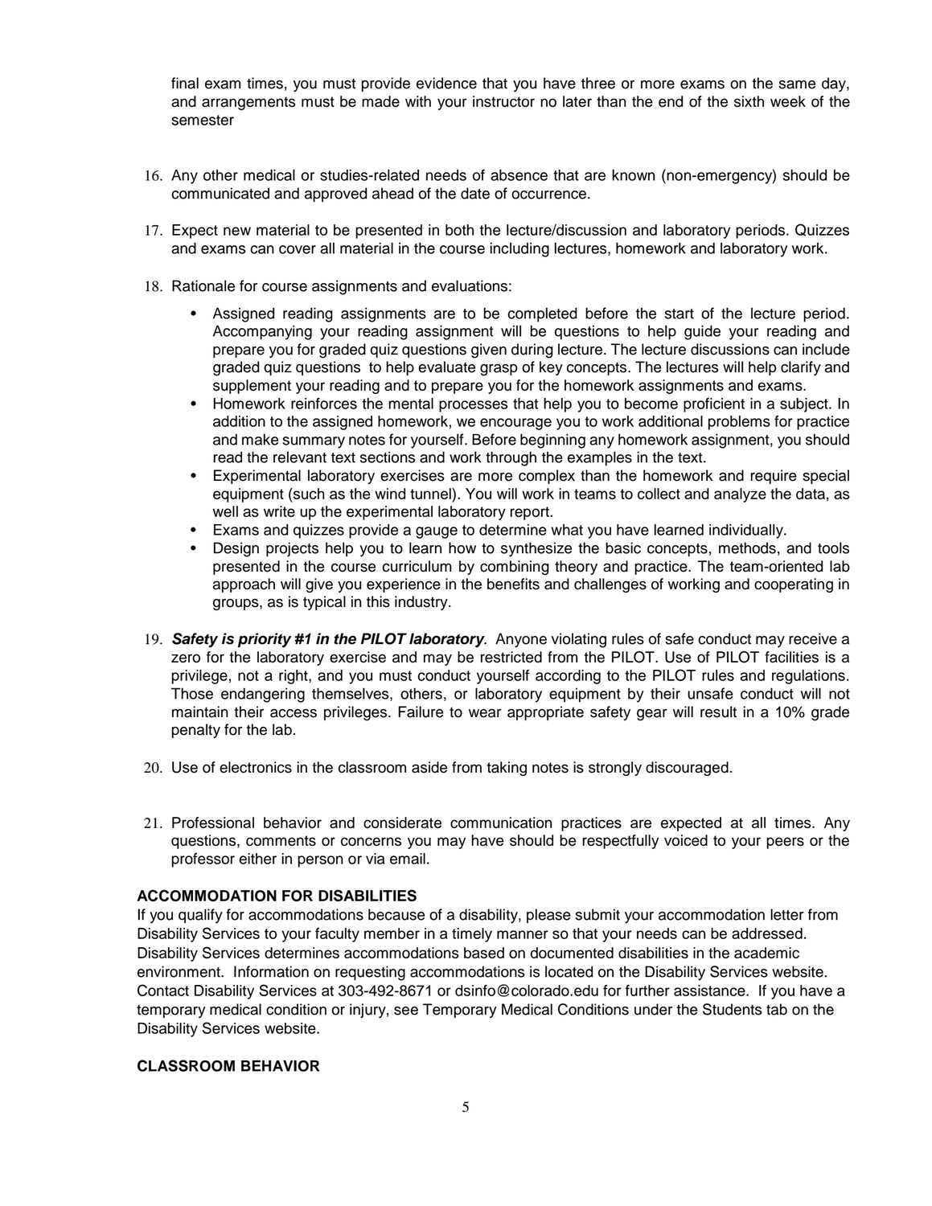final exam times, you must provide evidence that you have three or more exams on the same day, and arrangements must be made with your instructor no later than the end of the sixth week of the semester

16. Any other medical or studies-related needs of absence that are known (non-emergency) should be communicated and approved ahead of the date of occurrence.

17. Expect new material to be presented in both the lecture/discussion and laboratory periods. Quizzes and exams can cover all material in the course including lectures, homework and laboratory work.

18. Rationale for course assignments and evaluations:

    - Assigned reading assignments are to be completed before the start of the lecture period. Accompanying your reading assignment will be questions to help guide your reading and prepare you for graded quiz questions given during lecture. The lecture discussions can include graded quiz questions to help evaluate grasp of key concepts. The lectures will help clarify and supplement your reading and to prepare you for the homework assignments and exams.
    - Homework reinforces the mental processes that help you to become proficient in a subject. In addition to the assigned homework, we encourage you to work additional problems for practice and make summary notes for yourself. Before beginning any homework assignment, you should read the relevant text sections and work through the examples in the text.
    - Experimental laboratory exercises are more complex than the homework and require special equipment (such as the wind tunnel). You will work in teams to collect and analyze the data, as well as write up the experimental laboratory report.
    - Exams and quizzes provide a gauge to determine what you have learned individually.
    - Design projects help you to learn how to synthesize the basic concepts, methods, and tools presented in the course curriculum by combining theory and practice. The team-oriented lab approach will give you experience in the benefits and challenges of working and cooperating in groups, as is typical in this industry.

19. ***Safety is priority #1 in the PILOT laboratory***. Anyone violating rules of safe conduct may receive a zero for the laboratory exercise and may be restricted from the PILOT. Use of PILOT facilities is a privilege, not a right, and you must conduct yourself according to the PILOT rules and regulations. Those endangering themselves, others, or laboratory equipment by their unsafe conduct will not maintain their access privileges. Failure to wear appropriate safety gear will result in a 10% grade penalty for the lab.

20. Use of electronics in the classroom aside from taking notes is strongly discouraged.

21. Professional behavior and considerate communication practices are expected at all times. Any questions, comments or concerns you may have should be respectfully voiced to your peers or the professor either in person or via email.

**ACCOMMODATION FOR DISABILITIES**

If you qualify for accommodations because of a disability, please submit your accommodation letter from Disability Services to your faculty member in a timely manner so that your needs can be addressed. Disability Services determines accommodations based on documented disabilities in the academic environment. Information on requesting accommodations is located on the Disability Services website. Contact Disability Services at 303-492-8671 or dsinfo@colorado.edu for further assistance. If you have a temporary medical condition or injury, see Temporary Medical Conditions under the Students tab on the Disability Services website.

**CLASSROOM BEHAVIOR**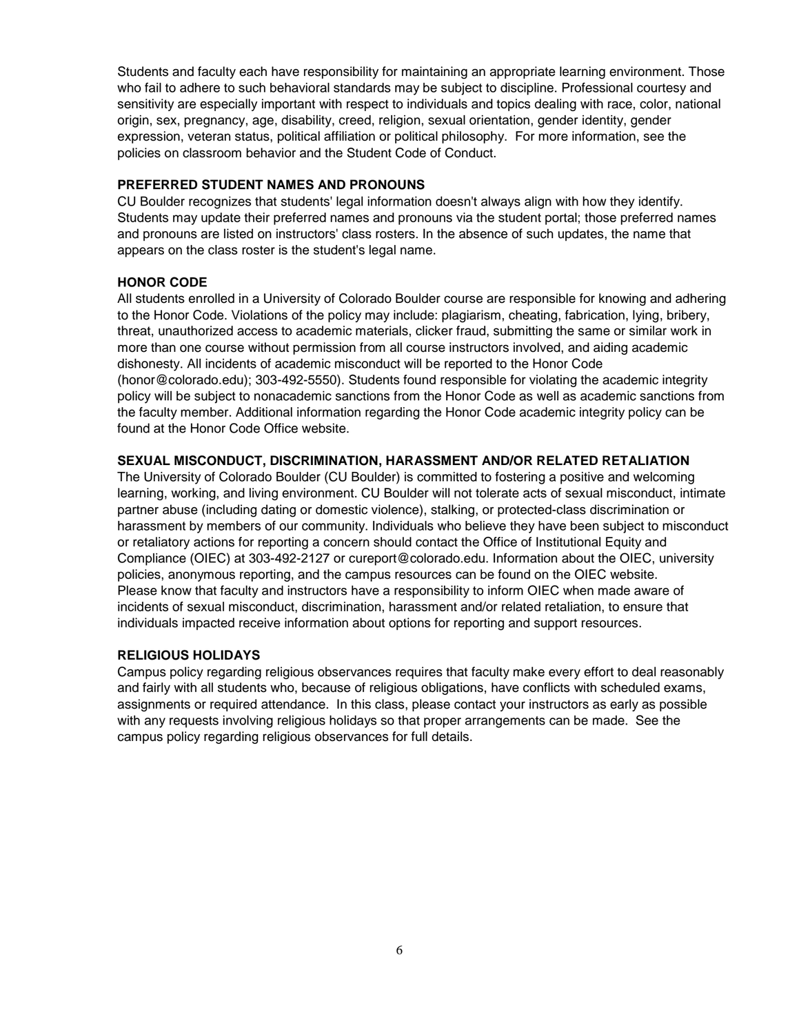Students and faculty each have responsibility for maintaining an appropriate learning environment. Those who fail to adhere to such behavioral standards may be subject to discipline. Professional courtesy and sensitivity are especially important with respect to individuals and topics dealing with race, color, national origin, sex, pregnancy, age, disability, creed, religion, sexual orientation, gender identity, gender expression, veteran status, political affiliation or political philosophy. For more information, see the policies on classroom behavior and the Student Code of Conduct.

**PREFERRED STUDENT NAMES AND PRONOUNS**

CU Boulder recognizes that students' legal information doesn't always align with how they identify. Students may update their preferred names and pronouns via the student portal; those preferred names and pronouns are listed on instructors' class rosters. In the absence of such updates, the name that appears on the class roster is the student's legal name.

**HONOR CODE**

All students enrolled in a University of Colorado Boulder course are responsible for knowing and adhering to the Honor Code. Violations of the policy may include: plagiarism, cheating, fabrication, lying, bribery, threat, unauthorized access to academic materials, clicker fraud, submitting the same or similar work in more than one course without permission from all course instructors involved, and aiding academic dishonesty. All incidents of academic misconduct will be reported to the Honor Code (honor@colorado.edu); 303-492-5550). Students found responsible for violating the academic integrity policy will be subject to nonacademic sanctions from the Honor Code as well as academic sanctions from the faculty member. Additional information regarding the Honor Code academic integrity policy can be found at the Honor Code Office website.

**SEXUAL MISCONDUCT, DISCRIMINATION, HARASSMENT AND/OR RELATED RETALIATION**

The University of Colorado Boulder (CU Boulder) is committed to fostering a positive and welcoming learning, working, and living environment. CU Boulder will not tolerate acts of sexual misconduct, intimate partner abuse (including dating or domestic violence), stalking, or protected-class discrimination or harassment by members of our community. Individuals who believe they have been subject to misconduct or retaliatory actions for reporting a concern should contact the Office of Institutional Equity and Compliance (OIEC) at 303-492-2127 or cureport@colorado.edu. Information about the OIEC, university policies, anonymous reporting, and the campus resources can be found on the OIEC website.
Please know that faculty and instructors have a responsibility to inform OIEC when made aware of incidents of sexual misconduct, discrimination, harassment and/or related retaliation, to ensure that individuals impacted receive information about options for reporting and support resources.

**RELIGIOUS HOLIDAYS**

Campus policy regarding religious observances requires that faculty make every effort to deal reasonably and fairly with all students who, because of religious obligations, have conflicts with scheduled exams, assignments or required attendance. In this class, please contact your instructors as early as possible with any requests involving religious holidays so that proper arrangements can be made. See the campus policy regarding religious observances for full details.